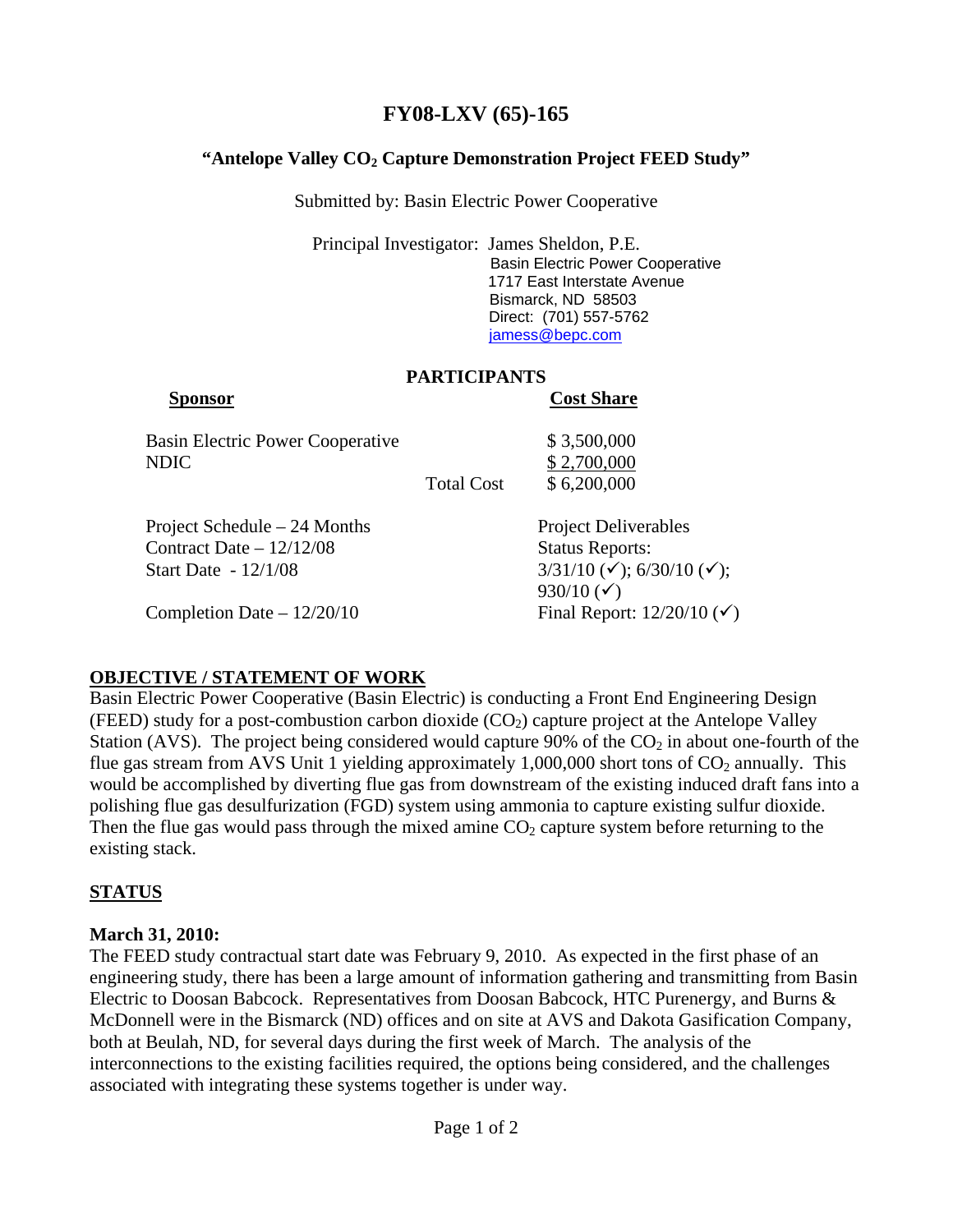# FY08-LXV (65)-165

## "Antelope Valley $CO_2$ Capture Demonstration Project FEED Study"

Submitted by: Basin Electric Power Cooperative

Principal Investigator: James Sheldon, P.E.
Basin Electric Power Cooperative
1717 East Interstate Avenue
Bismarck, ND 58503
Direct: (701) 557-5762
jamess@bepc.com

### PARTICIPANTS

| **Sponsor** | | **Cost Share** |
|---|---|---|
| Basin Electric Power Cooperative | | $ 3,500,000 |
| NDIC | | $ 2,700,000 |
| | Total Cost | $ 6,200,000 |

Project Schedule – 24 Months
Contract Date – 12/12/08
Start Date - 12/1/08
Completion Date – 12/20/10

Project Deliverables
Status Reports:
3/31/10 (✓); 6/30/10 (✓); 930/10 (✓)
Final Report: 12/20/10 (✓)

## OBJECTIVE / STATEMENT OF WORK

Basin Electric Power Cooperative (Basin Electric) is conducting a Front End Engineering Design (FEED) study for a post-combustion carbon dioxide ($CO_2$) capture project at the Antelope Valley Station (AVS). The project being considered would capture 90% of the $CO_2$ in about one-fourth of the flue gas stream from AVS Unit 1 yielding approximately 1,000,000 short tons of $CO_2$ annually. This would be accomplished by diverting flue gas from downstream of the existing induced draft fans into a polishing flue gas desulfurization (FGD) system using ammonia to capture existing sulfur dioxide. Then the flue gas would pass through the mixed amine $CO_2$ capture system before returning to the existing stack.

## STATUS

**March 31, 2010:**
The FEED study contractual start date was February 9, 2010. As expected in the first phase of an engineering study, there has been a large amount of information gathering and transmitting from Basin Electric to Doosan Babcock. Representatives from Doosan Babcock, HTC Purenergy, and Burns & McDonnell were in the Bismarck (ND) offices and on site at AVS and Dakota Gasification Company, both at Beulah, ND, for several days during the first week of March. The analysis of the interconnections to the existing facilities required, the options being considered, and the challenges associated with integrating these systems together is under way.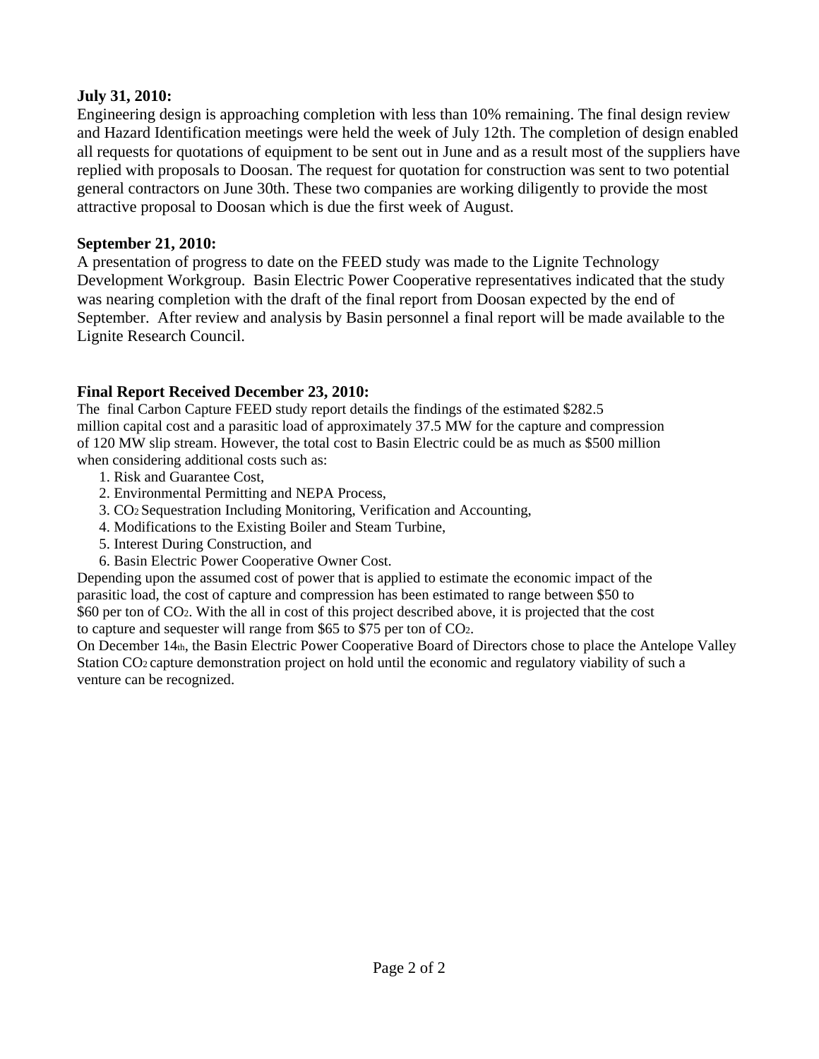**July 31, 2010:**
Engineering design is approaching completion with less than 10% remaining. The final design review and Hazard Identification meetings were held the week of July 12th. The completion of design enabled all requests for quotations of equipment to be sent out in June and as a result most of the suppliers have replied with proposals to Doosan. The request for quotation for construction was sent to two potential general contractors on June 30th. These two companies are working diligently to provide the most attractive proposal to Doosan which is due the first week of August.

**September 21, 2010:**
A presentation of progress to date on the FEED study was made to the Lignite Technology Development Workgroup. Basin Electric Power Cooperative representatives indicated that the study was nearing completion with the draft of the final report from Doosan expected by the end of September. After review and analysis by Basin personnel a final report will be made available to the Lignite Research Council.

**Final Report Received December 23, 2010:**
The final Carbon Capture FEED study report details the findings of the estimated $282.5 million capital cost and a parasitic load of approximately 37.5 MW for the capture and compression of 120 MW slip stream. However, the total cost to Basin Electric could be as much as $500 million when considering additional costs such as:

1. Risk and Guarantee Cost,
2. Environmental Permitting and NEPA Process,
3. $CO_2$ Sequestration Including Monitoring, Verification and Accounting,
4. Modifications to the Existing Boiler and Steam Turbine,
5. Interest During Construction, and
6. Basin Electric Power Cooperative Owner Cost.

Depending upon the assumed cost of power that is applied to estimate the economic impact of the parasitic load, the cost of capture and compression has been estimated to range between $50 to $60 per ton of $CO_2$. With the all in cost of this project described above, it is projected that the cost to capture and sequester will range from $65 to $75 per ton of $CO_2$.

On December 14th, the Basin Electric Power Cooperative Board of Directors chose to place the Antelope Valley Station $CO_2$ capture demonstration project on hold until the economic and regulatory viability of such a venture can be recognized.